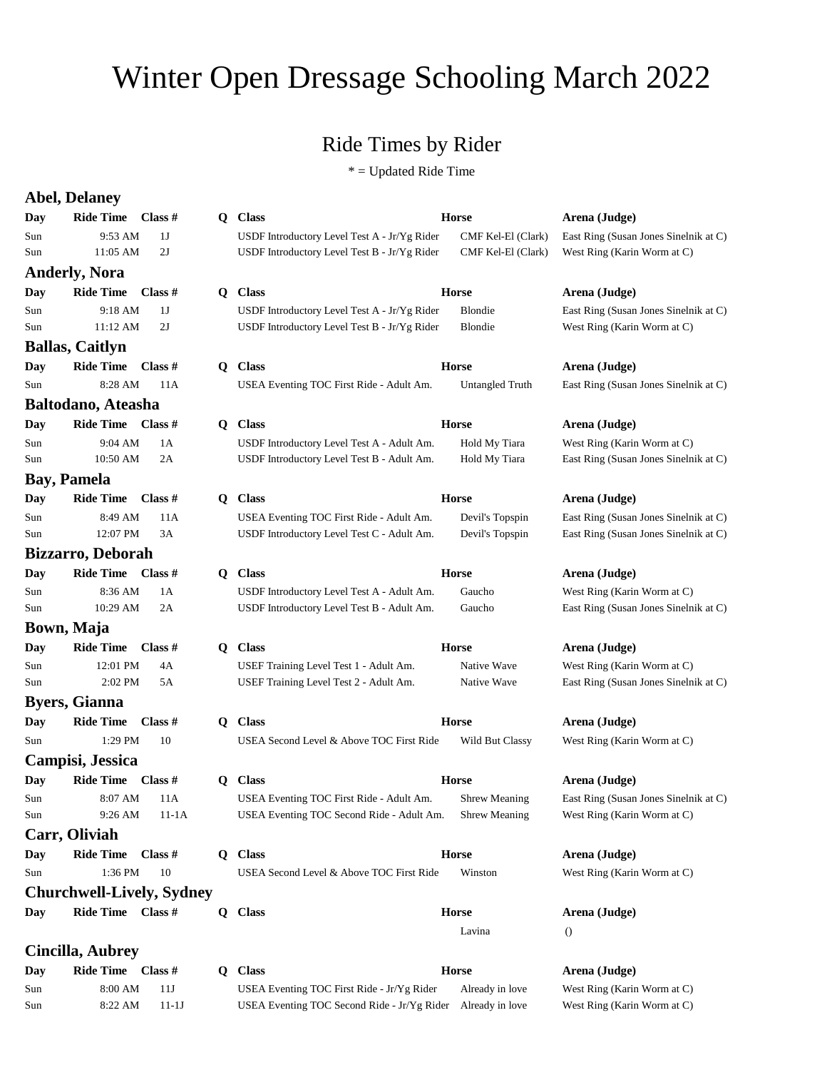# Winter Open Dressage Schooling March 2022

## Ride Times by Rider

\* = Updated Ride Time

### Abel, Delaney

| Day | Ride Time | Class # | Q | Class | Horse | Arena (Judge) |
|---|---|---|---|---|---|---|
| Sun | 9:53 AM | 1J | | USDF Introductory Level Test A - Jr/Yg Rider | CMF Kel-El (Clark) | East Ring (Susan Jones Sinelnik at C) |
| Sun | 11:05 AM | 2J | | USDF Introductory Level Test B - Jr/Yg Rider | CMF Kel-El (Clark) | West Ring (Karin Worm at C) |

### Anderly, Nora

| Day | Ride Time | Class # | Q | Class | Horse | Arena (Judge) |
|---|---|---|---|---|---|---|
| Sun | 9:18 AM | 1J | | USDF Introductory Level Test A - Jr/Yg Rider | Blondie | East Ring (Susan Jones Sinelnik at C) |
| Sun | 11:12 AM | 2J | | USDF Introductory Level Test B - Jr/Yg Rider | Blondie | West Ring (Karin Worm at C) |

### Ballas, Caitlyn

| Day | Ride Time | Class # | Q | Class | Horse | Arena (Judge) |
|---|---|---|---|---|---|---|
| Sun | 8:28 AM | 11A | | USEA Eventing TOC First Ride - Adult Am. | Untangled Truth | East Ring (Susan Jones Sinelnik at C) |

### Baltodano, Ateasha

| Day | Ride Time | Class # | Q | Class | Horse | Arena (Judge) |
|---|---|---|---|---|---|---|
| Sun | 9:04 AM | 1A | | USDF Introductory Level Test A - Adult Am. | Hold My Tiara | West Ring (Karin Worm at C) |
| Sun | 10:50 AM | 2A | | USDF Introductory Level Test B - Adult Am. | Hold My Tiara | East Ring (Susan Jones Sinelnik at C) |

### Bay, Pamela

| Day | Ride Time | Class # | Q | Class | Horse | Arena (Judge) |
|---|---|---|---|---|---|---|
| Sun | 8:49 AM | 11A | | USEA Eventing TOC First Ride - Adult Am. | Devil's Topspin | East Ring (Susan Jones Sinelnik at C) |
| Sun | 12:07 PM | 3A | | USDF Introductory Level Test C - Adult Am. | Devil's Topspin | East Ring (Susan Jones Sinelnik at C) |

### Bizzarro, Deborah

| Day | Ride Time | Class # | Q | Class | Horse | Arena (Judge) |
|---|---|---|---|---|---|---|
| Sun | 8:36 AM | 1A | | USDF Introductory Level Test A - Adult Am. | Gaucho | West Ring (Karin Worm at C) |
| Sun | 10:29 AM | 2A | | USDF Introductory Level Test B - Adult Am. | Gaucho | East Ring (Susan Jones Sinelnik at C) |

### Bown, Maja

| Day | Ride Time | Class # | Q | Class | Horse | Arena (Judge) |
|---|---|---|---|---|---|---|
| Sun | 12:01 PM | 4A | | USEF Training Level Test 1 - Adult Am. | Native Wave | West Ring (Karin Worm at C) |
| Sun | 2:02 PM | 5A | | USEF Training Level Test 2 - Adult Am. | Native Wave | East Ring (Susan Jones Sinelnik at C) |

### Byers, Gianna

| Day | Ride Time | Class # | Q | Class | Horse | Arena (Judge) |
|---|---|---|---|---|---|---|
| Sun | 1:29 PM | 10 | | USEA Second Level & Above TOC First Ride | Wild But Classy | West Ring (Karin Worm at C) |

### Campisi, Jessica

| Day | Ride Time | Class # | Q | Class | Horse | Arena (Judge) |
|---|---|---|---|---|---|---|
| Sun | 8:07 AM | 11A | | USEA Eventing TOC First Ride - Adult Am. | Shrew Meaning | East Ring (Susan Jones Sinelnik at C) |
| Sun | 9:26 AM | 11-1A | | USEA Eventing TOC Second Ride - Adult Am. | Shrew Meaning | West Ring (Karin Worm at C) |

### Carr, Oliviah

| Day | Ride Time | Class # | Q | Class | Horse | Arena (Judge) |
|---|---|---|---|---|---|---|
| Sun | 1:36 PM | 10 | | USEA Second Level & Above TOC First Ride | Winston | West Ring (Karin Worm at C) |

### Churchwell-Lively, Sydney

| Day | Ride Time | Class # | Q | Class | Horse | Arena (Judge) |
|---|---|---|---|---|---|---|
| | | | | | Lavina | () |

### Cincilla, Aubrey

| Day | Ride Time | Class # | Q | Class | Horse | Arena (Judge) |
|---|---|---|---|---|---|---|
| Sun | 8:00 AM | 11J | | USEA Eventing TOC First Ride - Jr/Yg Rider | Already in love | West Ring (Karin Worm at C) |
| Sun | 8:22 AM | 11-1J | | USEA Eventing TOC Second Ride - Jr/Yg Rider | Already in love | West Ring (Karin Worm at C) |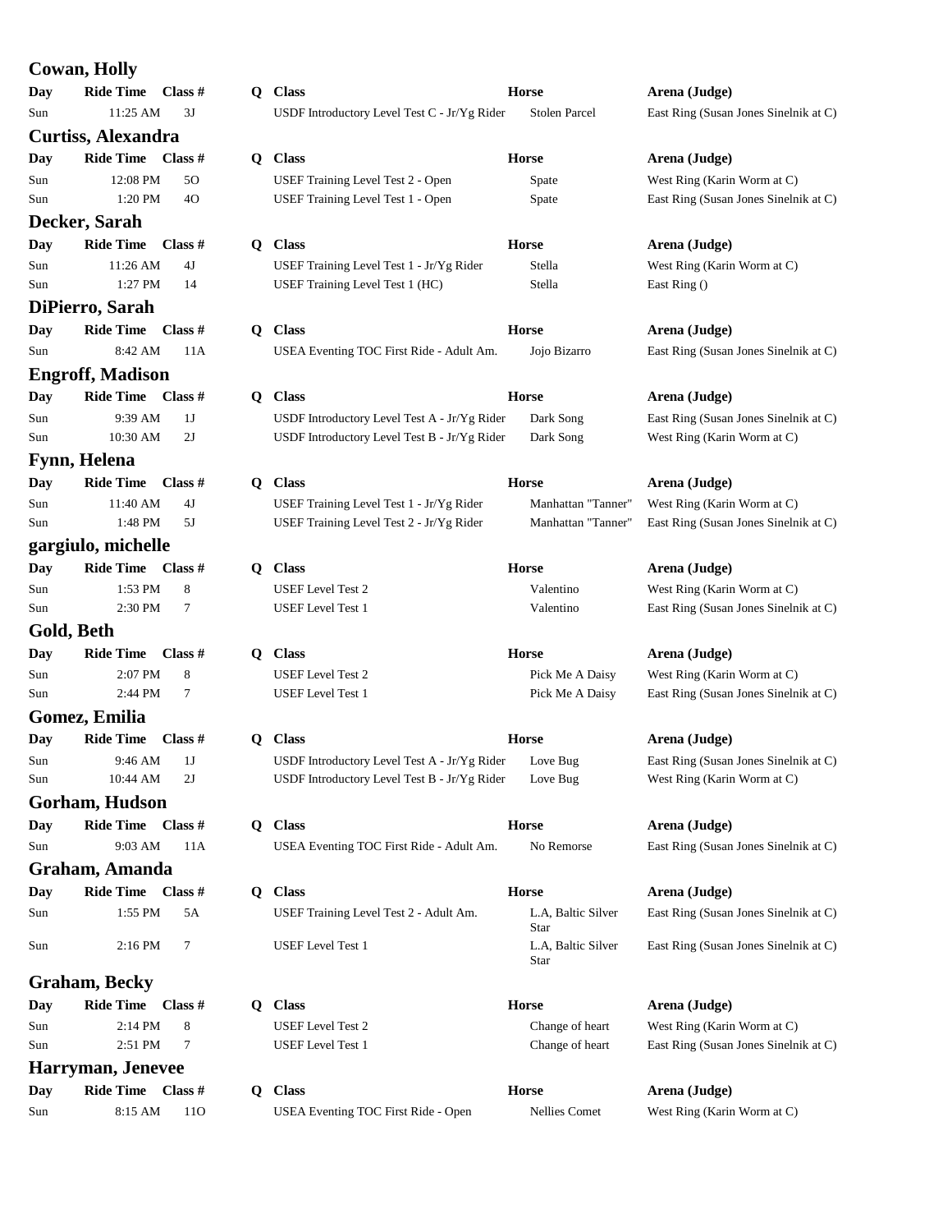## Cowan, Holly

| Day | Ride Time | Class # | Q | Class | Horse | Arena (Judge) |
|---|---|---|---|---|---|---|
| Sun | 11:25 AM | 3J | | USDF Introductory Level Test C - Jr/Yg Rider | Stolen Parcel | East Ring (Susan Jones Sinelnik at C) |

## Curtiss, Alexandra

| Day | Ride Time | Class # | Q | Class | Horse | Arena (Judge) |
|---|---|---|---|---|---|---|
| Sun | 12:08 PM | 5O | | USEF Training Level Test 2 - Open | Spate | West Ring (Karin Worm at C) |
| Sun | 1:20 PM | 4O | | USEF Training Level Test 1 - Open | Spate | East Ring (Susan Jones Sinelnik at C) |

## Decker, Sarah

| Day | Ride Time | Class # | Q | Class | Horse | Arena (Judge) |
|---|---|---|---|---|---|---|
| Sun | 11:26 AM | 4J | | USEF Training Level Test 1 - Jr/Yg Rider | Stella | West Ring (Karin Worm at C) |
| Sun | 1:27 PM | 14 | | USEF Training Level Test 1 (HC) | Stella | East Ring () |

## DiPierro, Sarah

| Day | Ride Time | Class # | Q | Class | Horse | Arena (Judge) |
|---|---|---|---|---|---|---|
| Sun | 8:42 AM | 11A | | USEA Eventing TOC First Ride - Adult Am. | Jojo Bizarro | East Ring (Susan Jones Sinelnik at C) |

## Engroff, Madison

| Day | Ride Time | Class # | Q | Class | Horse | Arena (Judge) |
|---|---|---|---|---|---|---|
| Sun | 9:39 AM | 1J | | USDF Introductory Level Test A - Jr/Yg Rider | Dark Song | East Ring (Susan Jones Sinelnik at C) |
| Sun | 10:30 AM | 2J | | USDF Introductory Level Test B - Jr/Yg Rider | Dark Song | West Ring (Karin Worm at C) |

## Fynn, Helena

| Day | Ride Time | Class # | Q | Class | Horse | Arena (Judge) |
|---|---|---|---|---|---|---|
| Sun | 11:40 AM | 4J | | USEF Training Level Test 1 - Jr/Yg Rider | Manhattan "Tanner" | West Ring (Karin Worm at C) |
| Sun | 1:48 PM | 5J | | USEF Training Level Test 2 - Jr/Yg Rider | Manhattan "Tanner" | East Ring (Susan Jones Sinelnik at C) |

## gargiulo, michelle

| Day | Ride Time | Class # | Q | Class | Horse | Arena (Judge) |
|---|---|---|---|---|---|---|
| Sun | 1:53 PM | 8 | | USEF Level Test 2 | Valentino | West Ring (Karin Worm at C) |
| Sun | 2:30 PM | 7 | | USEF Level Test 1 | Valentino | East Ring (Susan Jones Sinelnik at C) |

## Gold, Beth

| Day | Ride Time | Class # | Q | Class | Horse | Arena (Judge) |
|---|---|---|---|---|---|---|
| Sun | 2:07 PM | 8 | | USEF Level Test 2 | Pick Me A Daisy | West Ring (Karin Worm at C) |
| Sun | 2:44 PM | 7 | | USEF Level Test 1 | Pick Me A Daisy | East Ring (Susan Jones Sinelnik at C) |

## Gomez, Emilia

| Day | Ride Time | Class # | Q | Class | Horse | Arena (Judge) |
|---|---|---|---|---|---|---|
| Sun | 9:46 AM | 1J | | USDF Introductory Level Test A - Jr/Yg Rider | Love Bug | East Ring (Susan Jones Sinelnik at C) |
| Sun | 10:44 AM | 2J | | USDF Introductory Level Test B - Jr/Yg Rider | Love Bug | West Ring (Karin Worm at C) |

## Gorham, Hudson

| Day | Ride Time | Class # | Q | Class | Horse | Arena (Judge) |
|---|---|---|---|---|---|---|
| Sun | 9:03 AM | 11A | | USEA Eventing TOC First Ride - Adult Am. | No Remorse | East Ring (Susan Jones Sinelnik at C) |

## Graham, Amanda

| Day | Ride Time | Class # | Q | Class | Horse | Arena (Judge) |
|---|---|---|---|---|---|---|
| Sun | 1:55 PM | 5A | | USEF Training Level Test 2 - Adult Am. | L.A, Baltic Silver Star | East Ring (Susan Jones Sinelnik at C) |
| Sun | 2:16 PM | 7 | | USEF Level Test 1 | L.A, Baltic Silver Star | East Ring (Susan Jones Sinelnik at C) |

## Graham, Becky

| Day | Ride Time | Class # | Q | Class | Horse | Arena (Judge) |
|---|---|---|---|---|---|---|
| Sun | 2:14 PM | 8 | | USEF Level Test 2 | Change of heart | West Ring (Karin Worm at C) |
| Sun | 2:51 PM | 7 | | USEF Level Test 1 | Change of heart | East Ring (Susan Jones Sinelnik at C) |

## Harryman, Jenevee

| Day | Ride Time | Class # | Q | Class | Horse | Arena (Judge) |
|---|---|---|---|---|---|---|
| Sun | 8:15 AM | 11O | | USEA Eventing TOC First Ride - Open | Nellies Comet | West Ring (Karin Worm at C) |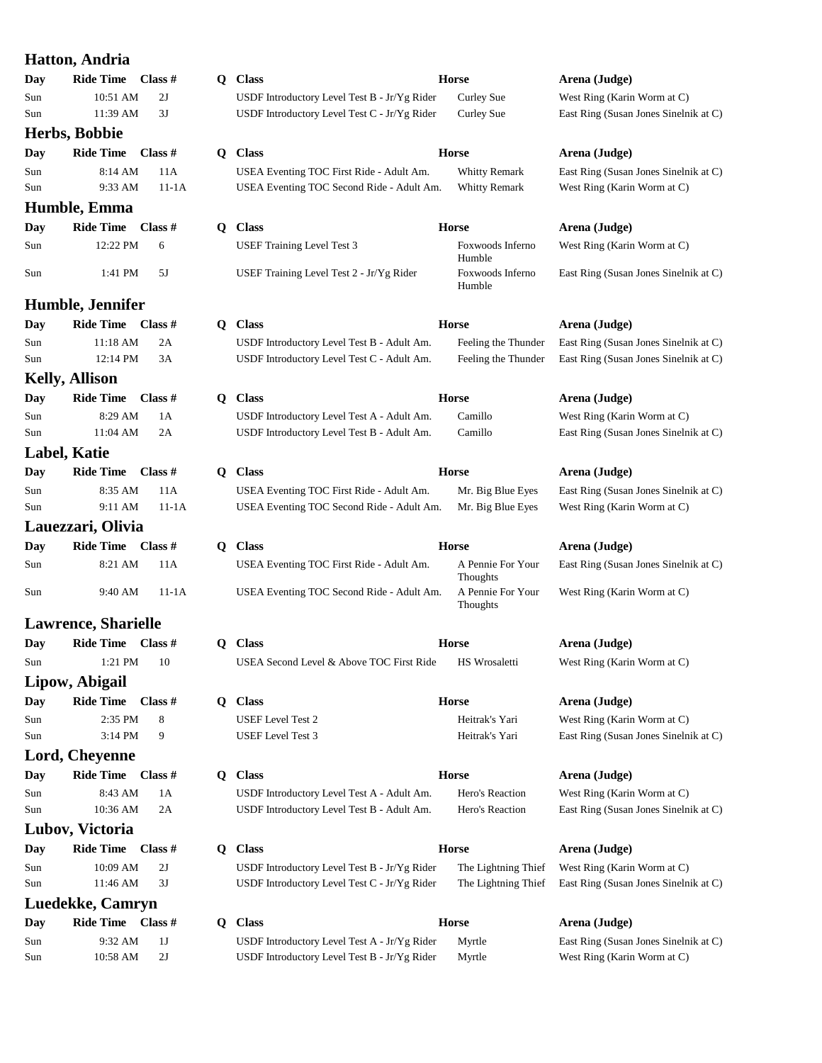## Hatton, Andria

| Day | Ride Time | Class # | Q | Class | Horse | Arena (Judge) |
|---|---|---|---|---|---|---|
| Sun | 10:51 AM | 2J | | USDF Introductory Level Test B - Jr/Yg Rider | Curley Sue | West Ring (Karin Worm at C) |
| Sun | 11:39 AM | 3J | | USDF Introductory Level Test C - Jr/Yg Rider | Curley Sue | East Ring (Susan Jones Sinelnik at C) |

## Herbs, Bobbie

| Day | Ride Time | Class # | Q | Class | Horse | Arena (Judge) |
|---|---|---|---|---|---|---|
| Sun | 8:14 AM | 11A | | USEA Eventing TOC First Ride - Adult Am. | Whitty Remark | East Ring (Susan Jones Sinelnik at C) |
| Sun | 9:33 AM | 11-1A | | USEA Eventing TOC Second Ride - Adult Am. | Whitty Remark | West Ring (Karin Worm at C) |

## Humble, Emma

| Day | Ride Time | Class # | Q | Class | Horse | Arena (Judge) |
|---|---|---|---|---|---|---|
| Sun | 12:22 PM | 6 | | USEF Training Level Test 3 | Foxwoods Inferno Humble | West Ring (Karin Worm at C) |
| Sun | 1:41 PM | 5J | | USEF Training Level Test 2 - Jr/Yg Rider | Foxwoods Inferno Humble | East Ring (Susan Jones Sinelnik at C) |

## Humble, Jennifer

| Day | Ride Time | Class # | Q | Class | Horse | Arena (Judge) |
|---|---|---|---|---|---|---|
| Sun | 11:18 AM | 2A | | USDF Introductory Level Test B - Adult Am. | Feeling the Thunder | East Ring (Susan Jones Sinelnik at C) |
| Sun | 12:14 PM | 3A | | USDF Introductory Level Test C - Adult Am. | Feeling the Thunder | East Ring (Susan Jones Sinelnik at C) |

## Kelly, Allison

| Day | Ride Time | Class # | Q | Class | Horse | Arena (Judge) |
|---|---|---|---|---|---|---|
| Sun | 8:29 AM | 1A | | USDF Introductory Level Test A - Adult Am. | Camillo | West Ring (Karin Worm at C) |
| Sun | 11:04 AM | 2A | | USDF Introductory Level Test B - Adult Am. | Camillo | East Ring (Susan Jones Sinelnik at C) |

## Label, Katie

| Day | Ride Time | Class # | Q | Class | Horse | Arena (Judge) |
|---|---|---|---|---|---|---|
| Sun | 8:35 AM | 11A | | USEA Eventing TOC First Ride - Adult Am. | Mr. Big Blue Eyes | East Ring (Susan Jones Sinelnik at C) |
| Sun | 9:11 AM | 11-1A | | USEA Eventing TOC Second Ride - Adult Am. | Mr. Big Blue Eyes | West Ring (Karin Worm at C) |

## Lauezzari, Olivia

| Day | Ride Time | Class # | Q | Class | Horse | Arena (Judge) |
|---|---|---|---|---|---|---|
| Sun | 8:21 AM | 11A | | USEA Eventing TOC First Ride - Adult Am. | A Pennie For Your Thoughts | East Ring (Susan Jones Sinelnik at C) |
| Sun | 9:40 AM | 11-1A | | USEA Eventing TOC Second Ride - Adult Am. | A Pennie For Your Thoughts | West Ring (Karin Worm at C) |

## Lawrence, Sharielle

| Day | Ride Time | Class # | Q | Class | Horse | Arena (Judge) |
|---|---|---|---|---|---|---|
| Sun | 1:21 PM | 10 | | USEA Second Level & Above TOC First Ride | HS Wrosaletti | West Ring (Karin Worm at C) |

## Lipow, Abigail

| Day | Ride Time | Class # | Q | Class | Horse | Arena (Judge) |
|---|---|---|---|---|---|---|
| Sun | 2:35 PM | 8 | | USEF Level Test 2 | Heitrak's Yari | West Ring (Karin Worm at C) |
| Sun | 3:14 PM | 9 | | USEF Level Test 3 | Heitrak's Yari | East Ring (Susan Jones Sinelnik at C) |

## Lord, Cheyenne

| Day | Ride Time | Class # | Q | Class | Horse | Arena (Judge) |
|---|---|---|---|---|---|---|
| Sun | 8:43 AM | 1A | | USDF Introductory Level Test A - Adult Am. | Hero's Reaction | West Ring (Karin Worm at C) |
| Sun | 10:36 AM | 2A | | USDF Introductory Level Test B - Adult Am. | Hero's Reaction | East Ring (Susan Jones Sinelnik at C) |

## Lubov, Victoria

| Day | Ride Time | Class # | Q | Class | Horse | Arena (Judge) |
|---|---|---|---|---|---|---|
| Sun | 10:09 AM | 2J | | USDF Introductory Level Test B - Jr/Yg Rider | The Lightning Thief | West Ring (Karin Worm at C) |
| Sun | 11:46 AM | 3J | | USDF Introductory Level Test C - Jr/Yg Rider | The Lightning Thief | East Ring (Susan Jones Sinelnik at C) |

## Luedekke, Camryn

| Day | Ride Time | Class # | Q | Class | Horse | Arena (Judge) |
|---|---|---|---|---|---|---|
| Sun | 9:32 AM | 1J | | USDF Introductory Level Test A - Jr/Yg Rider | Myrtle | East Ring (Susan Jones Sinelnik at C) |
| Sun | 10:58 AM | 2J | | USDF Introductory Level Test B - Jr/Yg Rider | Myrtle | West Ring (Karin Worm at C) |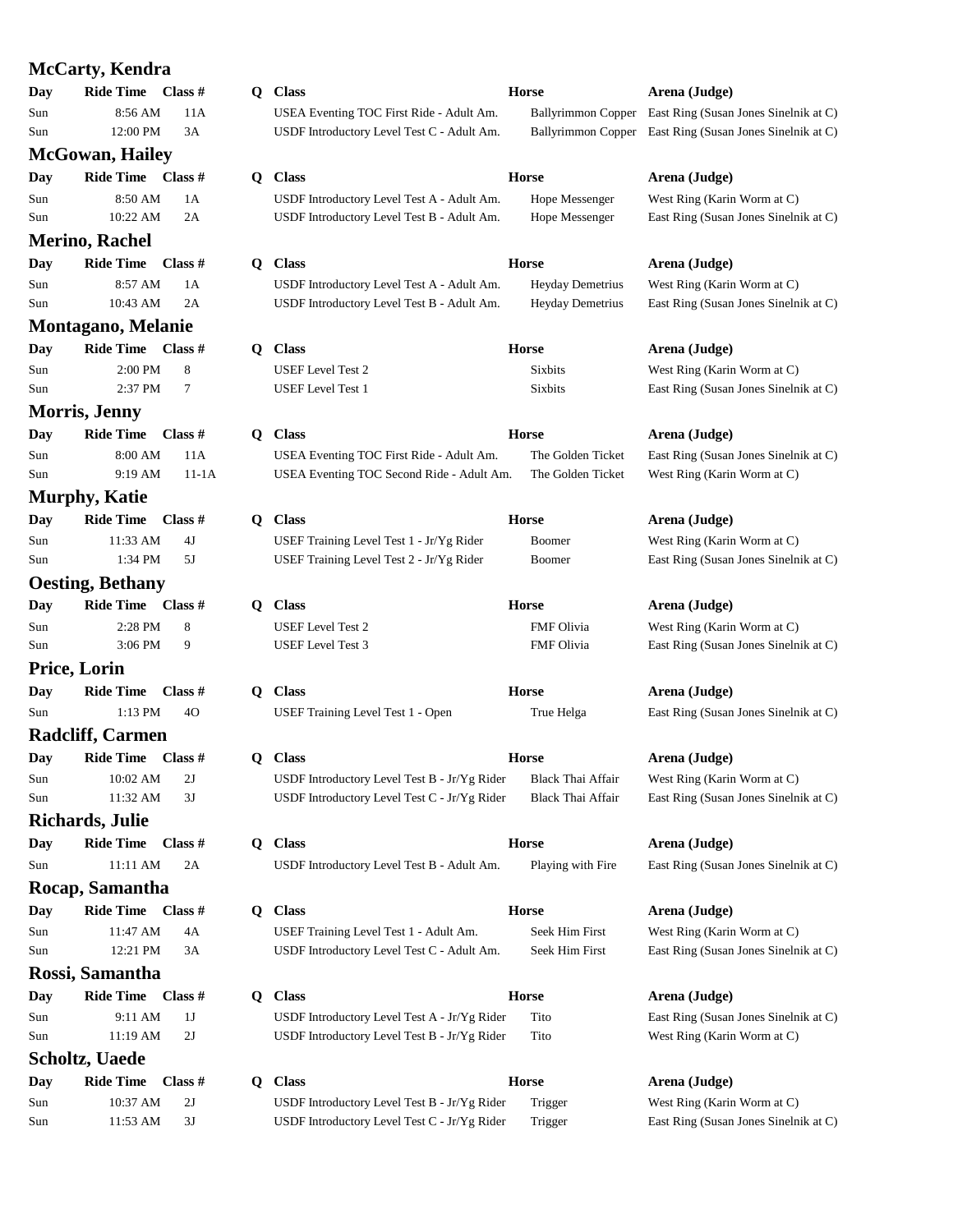## McCarty, Kendra

| Day | Ride Time | Class # | Q | Class | Horse | Arena (Judge) |
|---|---|---|---|---|---|---|
| Sun | 8:56 AM | 11A | | USEA Eventing TOC First Ride - Adult Am. | Ballyrimmon Copper | East Ring (Susan Jones Sinelnik at C) |
| Sun | 12:00 PM | 3A | | USDF Introductory Level Test C - Adult Am. | Ballyrimmon Copper | East Ring (Susan Jones Sinelnik at C) |

## McGowan, Hailey

| Day | Ride Time | Class # | Q | Class | Horse | Arena (Judge) |
|---|---|---|---|---|---|---|
| Sun | 8:50 AM | 1A | | USDF Introductory Level Test A - Adult Am. | Hope Messenger | West Ring (Karin Worm at C) |
| Sun | 10:22 AM | 2A | | USDF Introductory Level Test B - Adult Am. | Hope Messenger | East Ring (Susan Jones Sinelnik at C) |

## Merino, Rachel

| Day | Ride Time | Class # | Q | Class | Horse | Arena (Judge) |
|---|---|---|---|---|---|---|
| Sun | 8:57 AM | 1A | | USDF Introductory Level Test A - Adult Am. | Heyday Demetrius | West Ring (Karin Worm at C) |
| Sun | 10:43 AM | 2A | | USDF Introductory Level Test B - Adult Am. | Heyday Demetrius | East Ring (Susan Jones Sinelnik at C) |

## Montagano, Melanie

| Day | Ride Time | Class # | Q | Class | Horse | Arena (Judge) |
|---|---|---|---|---|---|---|
| Sun | 2:00 PM | 8 | | USEF Level Test 2 | Sixbits | West Ring (Karin Worm at C) |
| Sun | 2:37 PM | 7 | | USEF Level Test 1 | Sixbits | East Ring (Susan Jones Sinelnik at C) |

## Morris, Jenny

| Day | Ride Time | Class # | Q | Class | Horse | Arena (Judge) |
|---|---|---|---|---|---|---|
| Sun | 8:00 AM | 11A | | USEA Eventing TOC First Ride - Adult Am. | The Golden Ticket | East Ring (Susan Jones Sinelnik at C) |
| Sun | 9:19 AM | 11-1A | | USEA Eventing TOC Second Ride - Adult Am. | The Golden Ticket | West Ring (Karin Worm at C) |

## Murphy, Katie

| Day | Ride Time | Class # | Q | Class | Horse | Arena (Judge) |
|---|---|---|---|---|---|---|
| Sun | 11:33 AM | 4J | | USEF Training Level Test 1 - Jr/Yg Rider | Boomer | West Ring (Karin Worm at C) |
| Sun | 1:34 PM | 5J | | USEF Training Level Test 2 - Jr/Yg Rider | Boomer | East Ring (Susan Jones Sinelnik at C) |

## Oesting, Bethany

| Day | Ride Time | Class # | Q | Class | Horse | Arena (Judge) |
|---|---|---|---|---|---|---|
| Sun | 2:28 PM | 8 | | USEF Level Test 2 | FMF Olivia | West Ring (Karin Worm at C) |
| Sun | 3:06 PM | 9 | | USEF Level Test 3 | FMF Olivia | East Ring (Susan Jones Sinelnik at C) |

## Price, Lorin

| Day | Ride Time | Class # | Q | Class | Horse | Arena (Judge) |
|---|---|---|---|---|---|---|
| Sun | 1:13 PM | 4O | | USEF Training Level Test 1 - Open | True Helga | East Ring (Susan Jones Sinelnik at C) |

## Radcliff, Carmen

| Day | Ride Time | Class # | Q | Class | Horse | Arena (Judge) |
|---|---|---|---|---|---|---|
| Sun | 10:02 AM | 2J | | USDF Introductory Level Test B - Jr/Yg Rider | Black Thai Affair | West Ring (Karin Worm at C) |
| Sun | 11:32 AM | 3J | | USDF Introductory Level Test C - Jr/Yg Rider | Black Thai Affair | East Ring (Susan Jones Sinelnik at C) |

## Richards, Julie

| Day | Ride Time | Class # | Q | Class | Horse | Arena (Judge) |
|---|---|---|---|---|---|---|
| Sun | 11:11 AM | 2A | | USDF Introductory Level Test B - Adult Am. | Playing with Fire | East Ring (Susan Jones Sinelnik at C) |

## Rocap, Samantha

| Day | Ride Time | Class # | Q | Class | Horse | Arena (Judge) |
|---|---|---|---|---|---|---|
| Sun | 11:47 AM | 4A | | USEF Training Level Test 1 - Adult Am. | Seek Him First | West Ring (Karin Worm at C) |
| Sun | 12:21 PM | 3A | | USDF Introductory Level Test C - Adult Am. | Seek Him First | East Ring (Susan Jones Sinelnik at C) |

## Rossi, Samantha

| Day | Ride Time | Class # | Q | Class | Horse | Arena (Judge) |
|---|---|---|---|---|---|---|
| Sun | 9:11 AM | 1J | | USDF Introductory Level Test A - Jr/Yg Rider | Tito | East Ring (Susan Jones Sinelnik at C) |
| Sun | 11:19 AM | 2J | | USDF Introductory Level Test B - Jr/Yg Rider | Tito | West Ring (Karin Worm at C) |

## Scholtz, Uaede

| Day | Ride Time | Class # | Q | Class | Horse | Arena (Judge) |
|---|---|---|---|---|---|---|
| Sun | 10:37 AM | 2J | | USDF Introductory Level Test B - Jr/Yg Rider | Trigger | West Ring (Karin Worm at C) |
| Sun | 11:53 AM | 3J | | USDF Introductory Level Test C - Jr/Yg Rider | Trigger | East Ring (Susan Jones Sinelnik at C) |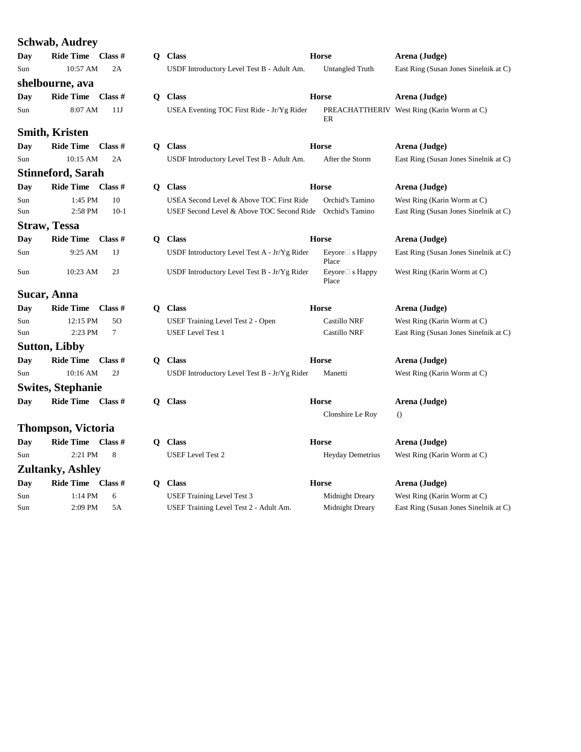## Schwab, Audrey

| Day | Ride Time | Class # | Q | Class | Horse | Arena (Judge) |
|---|---|---|---|---|---|---|
| Sun | 10:57 AM | 2A | | USDF Introductory Level Test B - Adult Am. | Untangled Truth | East Ring (Susan Jones Sinelnik at C) |

## shelbourne, ava

| Day | Ride Time | Class # | Q | Class | Horse | Arena (Judge) |
|---|---|---|---|---|---|---|
| Sun | 8:07 AM | 11J | | USEA Eventing TOC First Ride - Jr/Yg Rider | PREACHATTHERIVER | West Ring (Karin Worm at C) |

## Smith, Kristen

| Day | Ride Time | Class # | Q | Class | Horse | Arena (Judge) |
|---|---|---|---|---|---|---|
| Sun | 10:15 AM | 2A | | USDF Introductory Level Test B - Adult Am. | After the Storm | East Ring (Susan Jones Sinelnik at C) |

## Stinneford, Sarah

| Day | Ride Time | Class # | Q | Class | Horse | Arena (Judge) |
|---|---|---|---|---|---|---|
| Sun | 1:45 PM | 10 | | USEA Second Level & Above TOC First Ride | Orchid's Tamino | West Ring (Karin Worm at C) |
| Sun | 2:58 PM | 10-1 | | USEF Second Level & Above TOC Second Ride | Orchid's Tamino | East Ring (Susan Jones Sinelnik at C) |

## Straw, Tessa

| Day | Ride Time | Class # | Q | Class | Horse | Arena (Judge) |
|---|---|---|---|---|---|---|
| Sun | 9:25 AM | 1J | | USDF Introductory Level Test A - Jr/Yg Rider | Eeyore□ s Happy Place | East Ring (Susan Jones Sinelnik at C) |
| Sun | 10:23 AM | 2J | | USDF Introductory Level Test B - Jr/Yg Rider | Eeyore□ s Happy Place | West Ring (Karin Worm at C) |

## Sucar, Anna

| Day | Ride Time | Class # | Q | Class | Horse | Arena (Judge) |
|---|---|---|---|---|---|---|
| Sun | 12:15 PM | 5O | | USEF Training Level Test 2 - Open | Castillo NRF | West Ring (Karin Worm at C) |
| Sun | 2:23 PM | 7 | | USEF Level Test 1 | Castillo NRF | East Ring (Susan Jones Sinelnik at C) |

## Sutton, Libby

| Day | Ride Time | Class # | Q | Class | Horse | Arena (Judge) |
|---|---|---|---|---|---|---|
| Sun | 10:16 AM | 2J | | USDF Introductory Level Test B - Jr/Yg Rider | Manetti | West Ring (Karin Worm at C) |

## Swites, Stephanie

| Day | Ride Time | Class # | Q | Class | Horse | Arena (Judge) |
|---|---|---|---|---|---|---|
| | | | | | Clonshire Le Roy | () |

## Thompson, Victoria

| Day | Ride Time | Class # | Q | Class | Horse | Arena (Judge) |
|---|---|---|---|---|---|---|
| Sun | 2:21 PM | 8 | | USEF Level Test 2 | Heyday Demetrius | West Ring (Karin Worm at C) |

## Zultanky, Ashley

| Day | Ride Time | Class # | Q | Class | Horse | Arena (Judge) |
|---|---|---|---|---|---|---|
| Sun | 1:14 PM | 6 | | USEF Training Level Test 3 | Midnight Dreary | West Ring (Karin Worm at C) |
| Sun | 2:09 PM | 5A | | USEF Training Level Test 2 - Adult Am. | Midnight Dreary | East Ring (Susan Jones Sinelnik at C) |